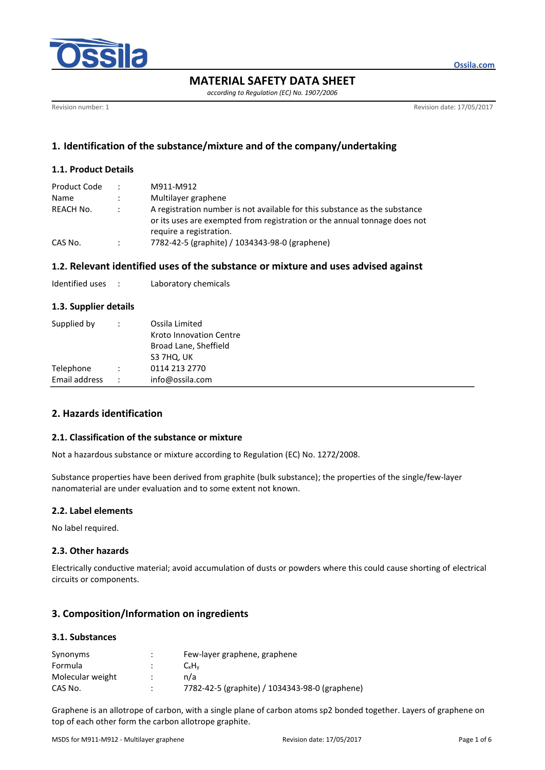# MATERIAL SAFETY DATA SHEET

*according to Regulation (EC) No. 1907/2006*

Revision number: 1 | Revision date: 17/05/2017

## 1. Identification of the substance/mixture and of the company/undertaking

### 1.1. Product Details

| | | |
|---|---|---|
| Product Code | : | M911-M912 |
| Name | : | Multilayer graphene |
| REACH No. | : | A registration number is not available for this substance as the substance or its uses are exempted from registration or the annual tonnage does not require a registration. |
| CAS No. | : | 7782-42-5 (graphite) / 1034343-98-0 (graphene) |

### 1.2. Relevant identified uses of the substance or mixture and uses advised against

| | | |
|---|---|---|
| Identified uses | : | Laboratory chemicals |

### 1.3. Supplier details

| | | |
|---|---|---|
| Supplied by | : | Ossila Limited<br>Kroto Innovation Centre<br>Broad Lane, Sheffield<br>S3 7HQ, UK |
| Telephone | : | 0114 213 2770 |
| Email address | : | info@ossila.com |

## 2. Hazards identification

### 2.1. Classification of the substance or mixture

Not a hazardous substance or mixture according to Regulation (EC) No. 1272/2008.

Substance properties have been derived from graphite (bulk substance); the properties of the single/few-layer nanomaterial are under evaluation and to some extent not known.

### 2.2. Label elements

No label required.

### 2.3. Other hazards

Electrically conductive material; avoid accumulation of dusts or powders where this could cause shorting of electrical circuits or components.

## 3. Composition/Information on ingredients

### 3.1. Substances

| | | |
|---|---|---|
| Synonyms | : | Few-layer graphene, graphene |
| Formula | : | $C_xH_y$ |
| Molecular weight | : | n/a |
| CAS No. | : | 7782-42-5 (graphite) / 1034343-98-0 (graphene) |

Graphene is an allotrope of carbon, with a single plane of carbon atoms sp2 bonded together. Layers of graphene on top of each other form the carbon allotrope graphite.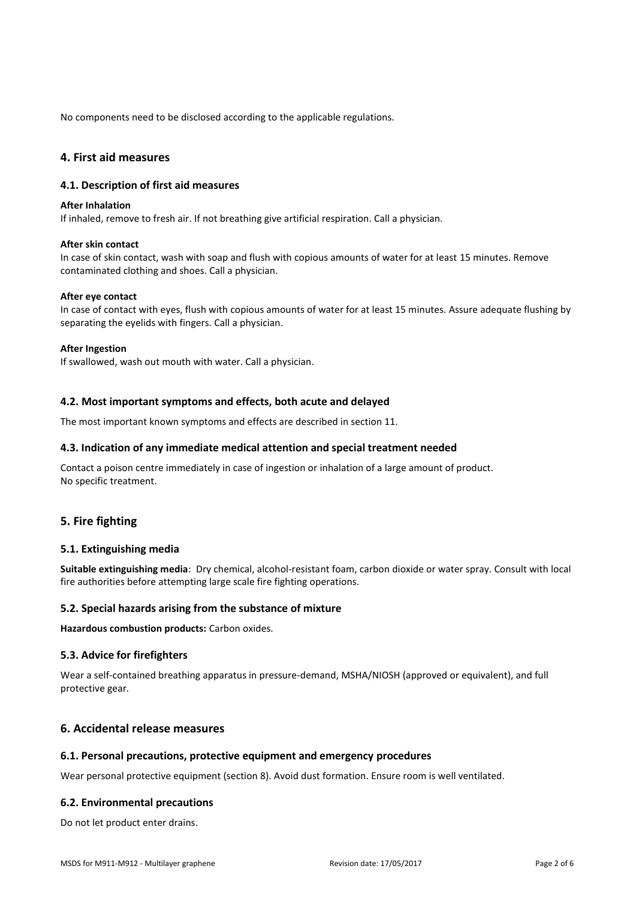No components need to be disclosed according to the applicable regulations.

## 4. First aid measures

### 4.1. Description of first aid measures

**After Inhalation**

If inhaled, remove to fresh air. If not breathing give artificial respiration. Call a physician.

**After skin contact**

In case of skin contact, wash with soap and flush with copious amounts of water for at least 15 minutes. Remove contaminated clothing and shoes. Call a physician.

**After eye contact**

In case of contact with eyes, flush with copious amounts of water for at least 15 minutes. Assure adequate flushing by separating the eyelids with fingers. Call a physician.

**After Ingestion**

If swallowed, wash out mouth with water. Call a physician.

### 4.2. Most important symptoms and effects, both acute and delayed

The most important known symptoms and effects are described in section 11.

### 4.3. Indication of any immediate medical attention and special treatment needed

Contact a poison centre immediately in case of ingestion or inhalation of a large amount of product.
No specific treatment.

## 5. Fire fighting

### 5.1. Extinguishing media

**Suitable extinguishing media**: Dry chemical, alcohol-resistant foam, carbon dioxide or water spray. Consult with local fire authorities before attempting large scale fire fighting operations.

### 5.2. Special hazards arising from the substance of mixture

**Hazardous combustion products:** Carbon oxides.

### 5.3. Advice for firefighters

Wear a self-contained breathing apparatus in pressure-demand, MSHA/NIOSH (approved or equivalent), and full protective gear.

## 6. Accidental release measures

### 6.1. Personal precautions, protective equipment and emergency procedures

Wear personal protective equipment (section 8). Avoid dust formation. Ensure room is well ventilated.

### 6.2. Environmental precautions

Do not let product enter drains.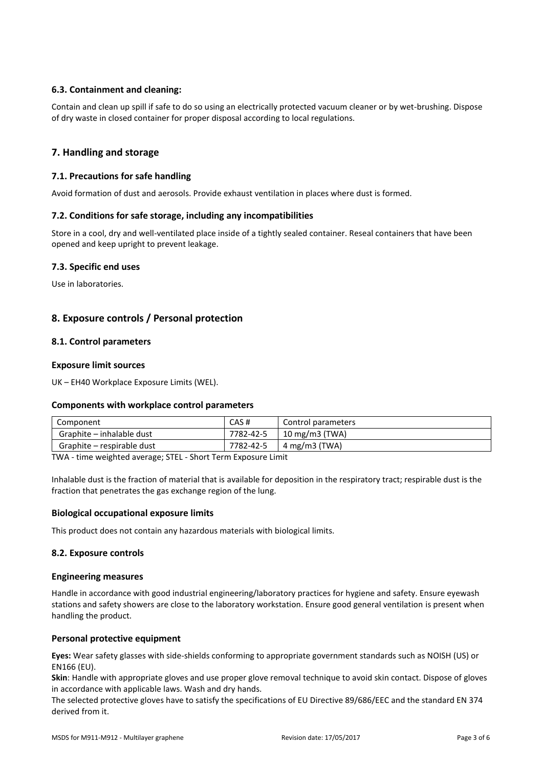### 6.3. Containment and cleaning:

Contain and clean up spill if safe to do so using an electrically protected vacuum cleaner or by wet-brushing. Dispose of dry waste in closed container for proper disposal according to local regulations.

## 7. Handling and storage

### 7.1. Precautions for safe handling

Avoid formation of dust and aerosols. Provide exhaust ventilation in places where dust is formed.

### 7.2. Conditions for safe storage, including any incompatibilities

Store in a cool, dry and well-ventilated place inside of a tightly sealed container. Reseal containers that have been opened and keep upright to prevent leakage.

### 7.3. Specific end uses

Use in laboratories.

## 8. Exposure controls / Personal protection

### 8.1. Control parameters

#### Exposure limit sources

UK – EH40 Workplace Exposure Limits (WEL).

#### Components with workplace control parameters

| Component | CAS # | Control parameters |
|---|---|---|
| Graphite – inhalable dust | 7782-42-5 | 10 mg/m3 (TWA) |
| Graphite – respirable dust | 7782-42-5 | 4 mg/m3 (TWA) |

TWA - time weighted average; STEL - Short Term Exposure Limit

Inhalable dust is the fraction of material that is available for deposition in the respiratory tract; respirable dust is the fraction that penetrates the gas exchange region of the lung.

#### Biological occupational exposure limits

This product does not contain any hazardous materials with biological limits.

### 8.2. Exposure controls

#### Engineering measures

Handle in accordance with good industrial engineering/laboratory practices for hygiene and safety. Ensure eyewash stations and safety showers are close to the laboratory workstation. Ensure good general ventilation is present when handling the product.

#### Personal protective equipment

**Eyes:** Wear safety glasses with side-shields conforming to appropriate government standards such as NOISH (US) or EN166 (EU).

**Skin**: Handle with appropriate gloves and use proper glove removal technique to avoid skin contact. Dispose of gloves in accordance with applicable laws. Wash and dry hands.

The selected protective gloves have to satisfy the specifications of EU Directive 89/686/EEC and the standard EN 374 derived from it.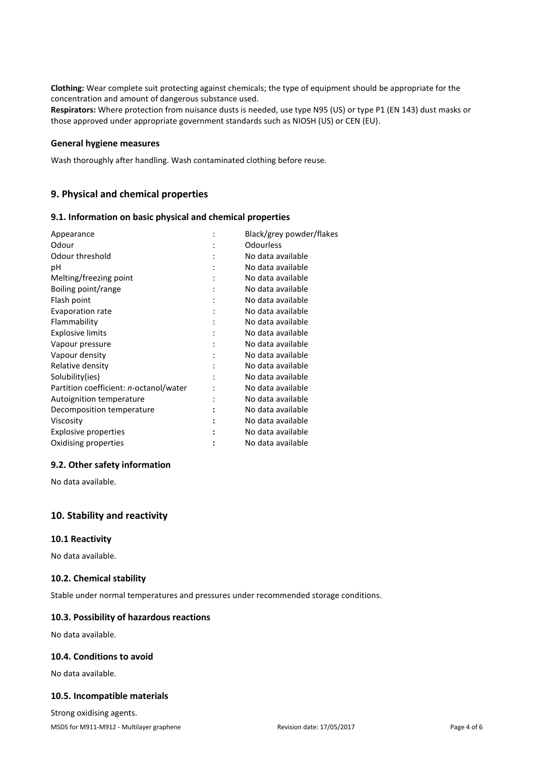**Clothing:** Wear complete suit protecting against chemicals; the type of equipment should be appropriate for the concentration and amount of dangerous substance used.
**Respirators:** Where protection from nuisance dusts is needed, use type N95 (US) or type P1 (EN 143) dust masks or those approved under appropriate government standards such as NIOSH (US) or CEN (EU).

### General hygiene measures

Wash thoroughly after handling. Wash contaminated clothing before reuse.

## 9. Physical and chemical properties

### 9.1. Information on basic physical and chemical properties

| Property | | Value |
|---|---|---|
| Appearance | : | Black/grey powder/flakes |
| Odour | : | Odourless |
| Odour threshold | : | No data available |
| pH | : | No data available |
| Melting/freezing point | : | No data available |
| Boiling point/range | : | No data available |
| Flash point | : | No data available |
| Evaporation rate | : | No data available |
| Flammability | : | No data available |
| Explosive limits | : | No data available |
| Vapour pressure | : | No data available |
| Vapour density | : | No data available |
| Relative density | : | No data available |
| Solubility(ies) | : | No data available |
| Partition coefficient: *n*-octanol/water | : | No data available |
| Autoignition temperature | : | No data available |
| Decomposition temperature | : | No data available |
| Viscosity | : | No data available |
| Explosive properties | : | No data available |
| Oxidising properties | : | No data available |

### 9.2. Other safety information

No data available.

## 10. Stability and reactivity

### 10.1 Reactivity

No data available.

### 10.2. Chemical stability

Stable under normal temperatures and pressures under recommended storage conditions.

### 10.3. Possibility of hazardous reactions

No data available.

### 10.4. Conditions to avoid

No data available.

### 10.5. Incompatible materials

Strong oxidising agents.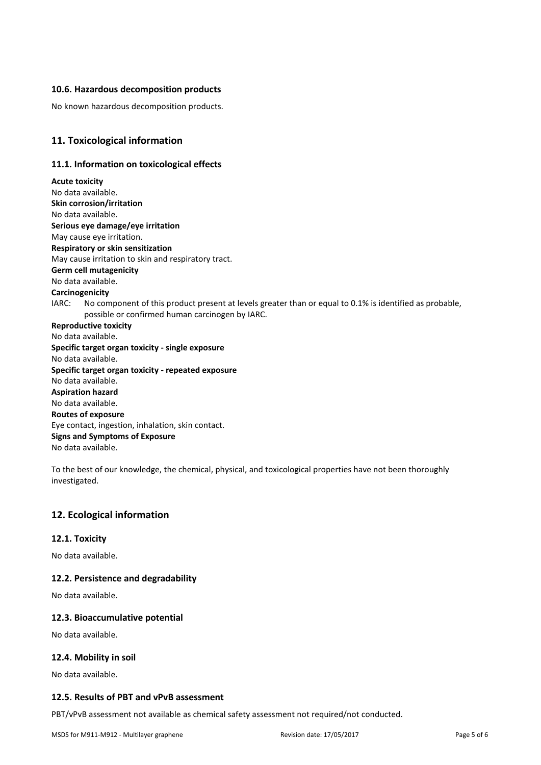### 10.6. Hazardous decomposition products

No known hazardous decomposition products.

## 11. Toxicological information

### 11.1. Information on toxicological effects

**Acute toxicity**
No data available.
**Skin corrosion/irritation**
No data available.
**Serious eye damage/eye irritation**
May cause eye irritation.
**Respiratory or skin sensitization**
May cause irritation to skin and respiratory tract.
**Germ cell mutagenicity**
No data available.
**Carcinogenicity**
IARC: No component of this product present at levels greater than or equal to 0.1% is identified as probable, possible or confirmed human carcinogen by IARC.
**Reproductive toxicity**
No data available.
**Specific target organ toxicity - single exposure**
No data available.
**Specific target organ toxicity - repeated exposure**
No data available.
**Aspiration hazard**
No data available.
**Routes of exposure**
Eye contact, ingestion, inhalation, skin contact.
**Signs and Symptoms of Exposure**
No data available.

To the best of our knowledge, the chemical, physical, and toxicological properties have not been thoroughly investigated.

## 12. Ecological information

### 12.1. Toxicity

No data available.

### 12.2. Persistence and degradability

No data available.

### 12.3. Bioaccumulative potential

No data available.

### 12.4. Mobility in soil

No data available.

### 12.5. Results of PBT and vPvB assessment

PBT/vPvB assessment not available as chemical safety assessment not required/not conducted.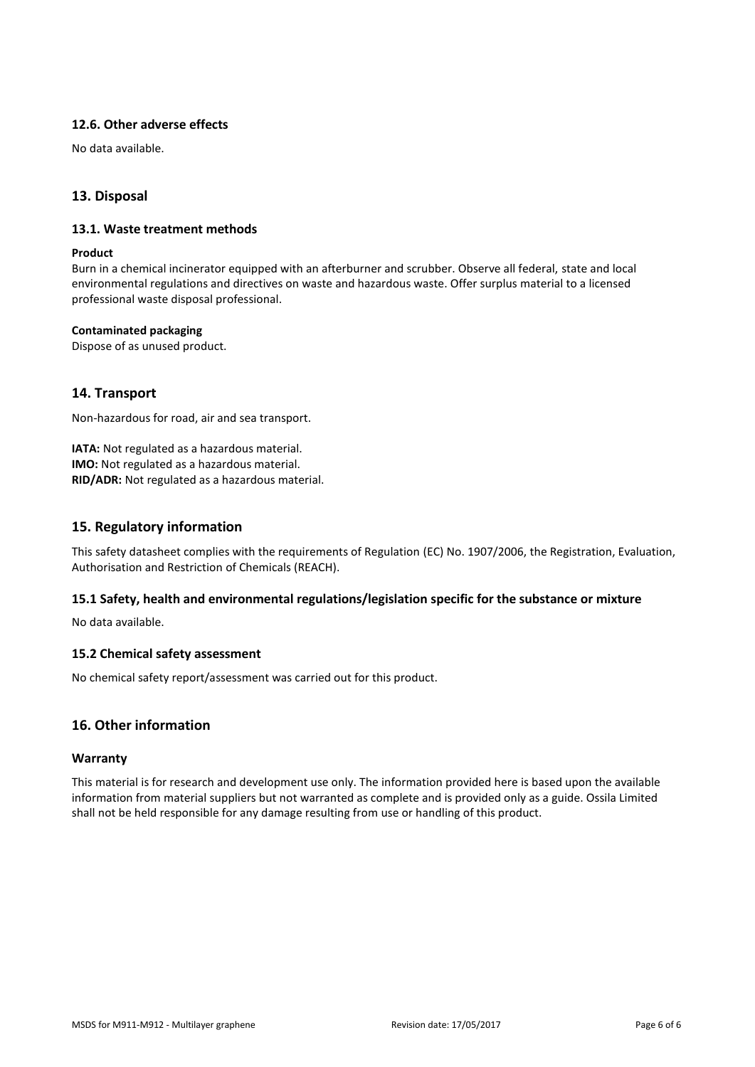### 12.6. Other adverse effects

No data available.

## 13. Disposal

### 13.1. Waste treatment methods

**Product**

Burn in a chemical incinerator equipped with an afterburner and scrubber. Observe all federal, state and local environmental regulations and directives on waste and hazardous waste. Offer surplus material to a licensed professional waste disposal professional.

**Contaminated packaging**

Dispose of as unused product.

## 14. Transport

Non-hazardous for road, air and sea transport.

**IATA:** Not regulated as a hazardous material.
**IMO:** Not regulated as a hazardous material.
**RID/ADR:** Not regulated as a hazardous material.

## 15. Regulatory information

This safety datasheet complies with the requirements of Regulation (EC) No. 1907/2006, the Registration, Evaluation, Authorisation and Restriction of Chemicals (REACH).

### 15.1 Safety, health and environmental regulations/legislation specific for the substance or mixture

No data available.

### 15.2 Chemical safety assessment

No chemical safety report/assessment was carried out for this product.

## 16. Other information

### Warranty

This material is for research and development use only. The information provided here is based upon the available information from material suppliers but not warranted as complete and is provided only as a guide. Ossila Limited shall not be held responsible for any damage resulting from use or handling of this product.